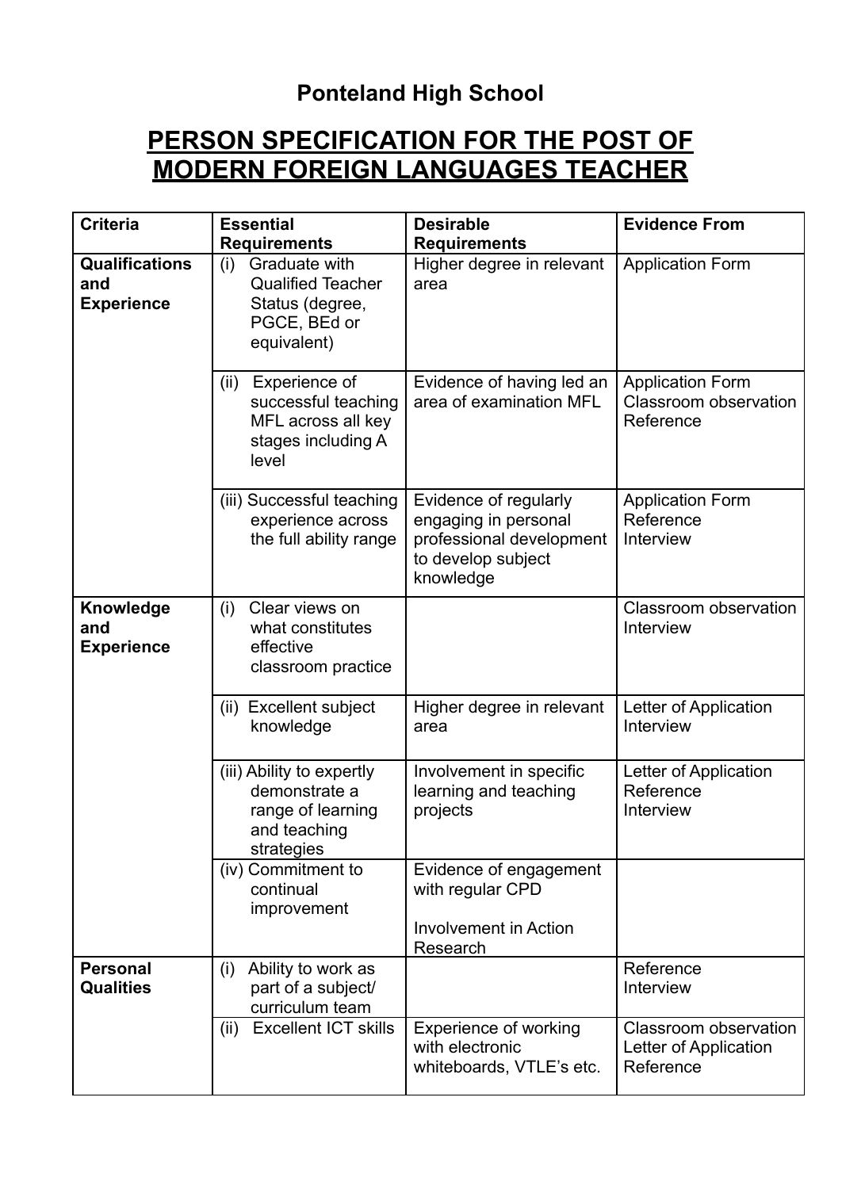# Ponteland High School

## PERSON SPECIFICATION FOR THE POST OF MODERN FOREIGN LANGUAGES TEACHER

| Criteria | Essential Requirements | Desirable Requirements | Evidence From |
|---|---|---|---|
| **Qualifications and Experience** | (i) Graduate with Qualified Teacher Status (degree, PGCE, BEd or equivalent) | Higher degree in relevant area | Application Form |
| | (ii) Experience of successful teaching MFL across all key stages including A level | Evidence of having led an area of examination MFL | Application Form<br>Classroom observation<br>Reference |
| | (iii) Successful teaching experience across the full ability range | Evidence of regularly engaging in personal professional development to develop subject knowledge | Application Form<br>Reference<br>Interview |
| **Knowledge and Experience** | (i) Clear views on what constitutes effective classroom practice | | Classroom observation<br>Interview |
| | (ii) Excellent subject knowledge | Higher degree in relevant area | Letter of Application<br>Interview |
| | (iii) Ability to expertly demonstrate a range of learning and teaching strategies | Involvement in specific learning and teaching projects | Letter of Application<br>Reference<br>Interview |
| | (iv) Commitment to continual improvement | Evidence of engagement with regular CPD<br><br>Involvement in Action Research | |
| **Personal Qualities** | (i) Ability to work as part of a subject/ curriculum team | | Reference<br>Interview |
| | (ii) Excellent ICT skills | Experience of working with electronic whiteboards, VTLE's etc. | Classroom observation<br>Letter of Application<br>Reference |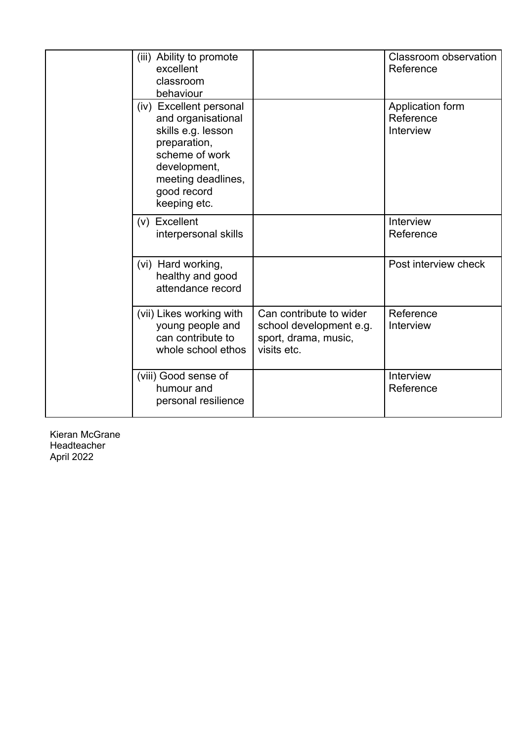| | | | |
|---|---|---|---|
| | (iii) Ability to promote excellent classroom behaviour | | Classroom observation<br>Reference |
| | (iv) Excellent personal and organisational skills e.g. lesson preparation, scheme of work development, meeting deadlines, good record keeping etc. | | Application form<br>Reference<br>Interview |
| | (v) Excellent interpersonal skills | | Interview<br>Reference |
| | (vi) Hard working, healthy and good attendance record | | Post interview check |
| | (vii) Likes working with young people and can contribute to whole school ethos | Can contribute to wider school development e.g. sport, drama, music, visits etc. | Reference<br>Interview |
| | (viii) Good sense of humour and personal resilience | | Interview<br>Reference |

Kieran McGrane
Headteacher
April 2022